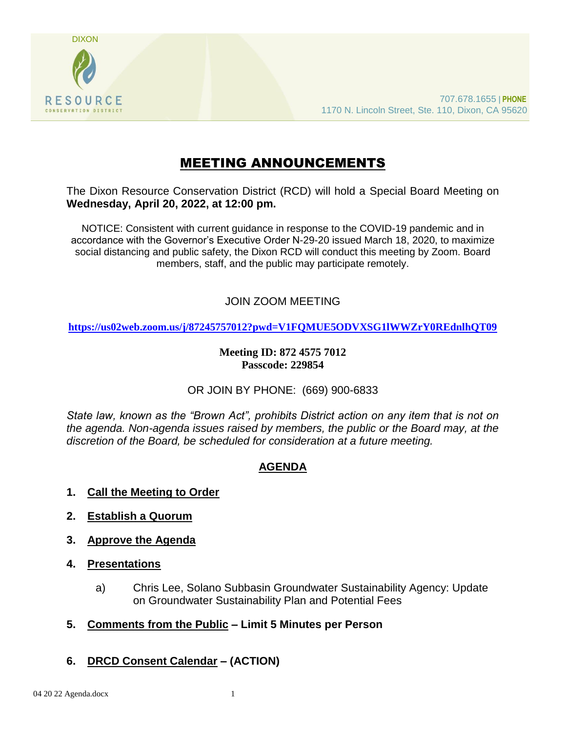DIXON

RESOURCE

CONSERVATION DISTRICT

707.678.1655 | **PHONE**
1170 N. Lincoln Street, Ste. 110, Dixon, CA 95620

# MEETING ANNOUNCEMENTS

The Dixon Resource Conservation District (RCD) will hold a Special Board Meeting on **Wednesday, April 20, 2022, at 12:00 pm.**

NOTICE: Consistent with current guidance in response to the COVID-19 pandemic and in accordance with the Governor's Executive Order N-29-20 issued March 18, 2020, to maximize social distancing and public safety, the Dixon RCD will conduct this meeting by Zoom. Board members, staff, and the public may participate remotely.

JOIN ZOOM MEETING

**https://us02web.zoom.us/j/87245757012?pwd=V1FQMUE5ODVXSG1lWWZrY0REdnlhQT09**

**Meeting ID: 872 4575 7012**
**Passcode: 229854**

OR JOIN BY PHONE: (669) 900-6833

*State law, known as the "Brown Act", prohibits District action on any item that is not on the agenda. Non-agenda issues raised by members, the public or the Board may, at the discretion of the Board, be scheduled for consideration at a future meeting.*

## AGENDA

1. **Call the Meeting to Order**

2. **Establish a Quorum**

3. **Approve the Agenda**

4. **Presentations**

   a) Chris Lee, Solano Subbasin Groundwater Sustainability Agency: Update on Groundwater Sustainability Plan and Potential Fees

5. **Comments from the Public – Limit 5 Minutes per Person**

6. **DRCD Consent Calendar – (ACTION)**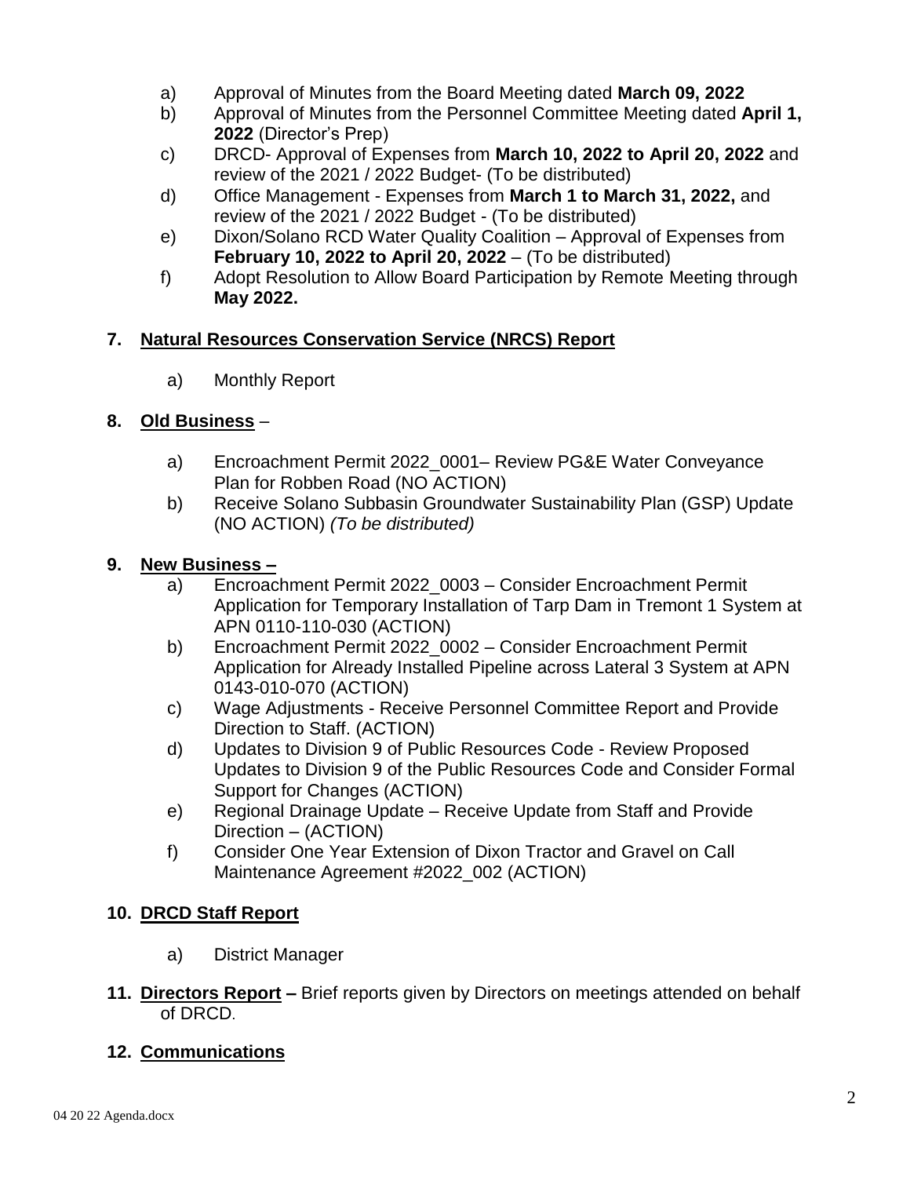a) Approval of Minutes from the Board Meeting dated **March 09, 2022**
b) Approval of Minutes from the Personnel Committee Meeting dated **April 1, 2022** (Director's Prep)
c) DRCD- Approval of Expenses from **March 10, 2022 to April 20, 2022** and review of the 2021 / 2022 Budget- (To be distributed)
d) Office Management - Expenses from **March 1 to March 31, 2022,** and review of the 2021 / 2022 Budget - (To be distributed)
e) Dixon/Solano RCD Water Quality Coalition – Approval of Expenses from **February 10, 2022 to April 20, 2022** – (To be distributed)
f) Adopt Resolution to Allow Board Participation by Remote Meeting through **May 2022.**

**7. <u>Natural Resources Conservation Service (NRCS) Report</u>**

a) Monthly Report

**8. <u>Old Business</u>** –

a) Encroachment Permit 2022_0001– Review PG&E Water Conveyance Plan for Robben Road (NO ACTION)
b) Receive Solano Subbasin Groundwater Sustainability Plan (GSP) Update (NO ACTION) *(To be distributed)*

**9. <u>New Business –</u>**

a) Encroachment Permit 2022_0003 – Consider Encroachment Permit Application for Temporary Installation of Tarp Dam in Tremont 1 System at APN 0110-110-030 (ACTION)
b) Encroachment Permit 2022_0002 – Consider Encroachment Permit Application for Already Installed Pipeline across Lateral 3 System at APN 0143-010-070 (ACTION)
c) Wage Adjustments - Receive Personnel Committee Report and Provide Direction to Staff. (ACTION)
d) Updates to Division 9 of Public Resources Code - Review Proposed Updates to Division 9 of the Public Resources Code and Consider Formal Support for Changes (ACTION)
e) Regional Drainage Update – Receive Update from Staff and Provide Direction – (ACTION)
f) Consider One Year Extension of Dixon Tractor and Gravel on Call Maintenance Agreement #2022_002 (ACTION)

**10. <u>DRCD Staff Report</u>**

a) District Manager

**11. <u>Directors Report</u> –** Brief reports given by Directors on meetings attended on behalf of DRCD.

**12. <u>Communications</u>**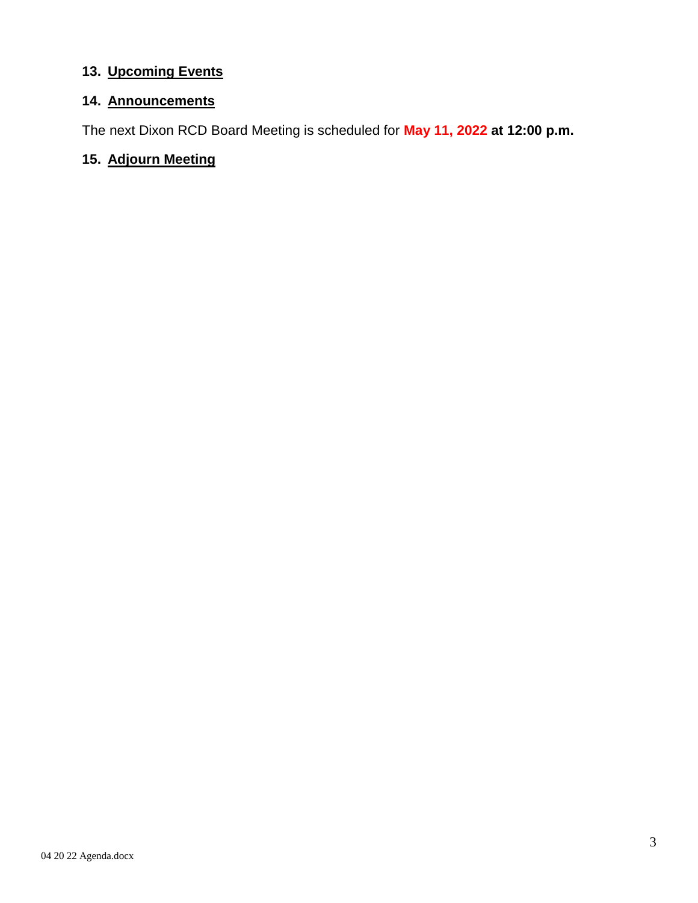**13. Upcoming Events**

**14. Announcements**

The next Dixon RCD Board Meeting is scheduled for **May 11, 2022** **at 12:00 p.m.**

**15. Adjourn Meeting**